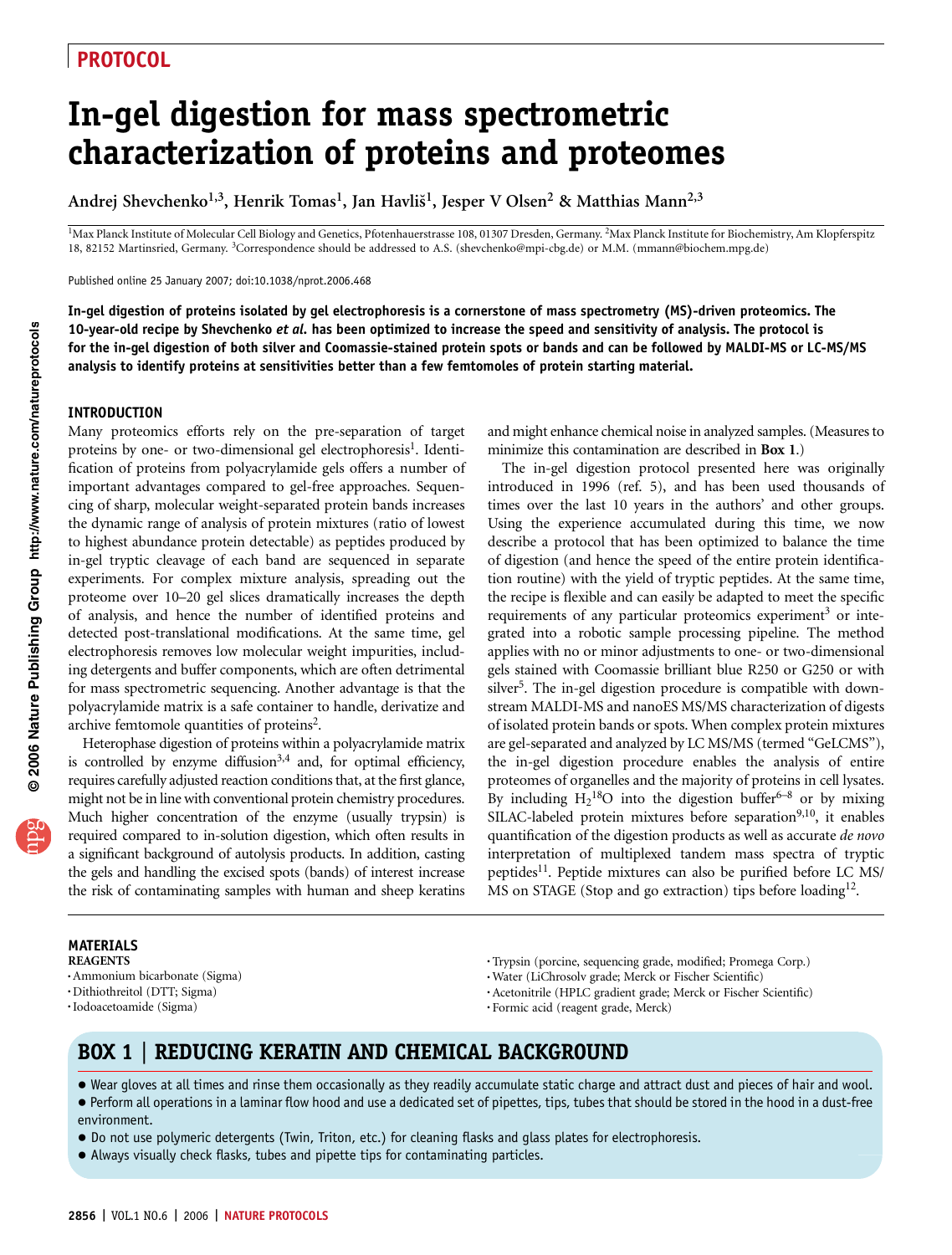PROTOCOL

# In-gel digestion for mass spectrometric characterization of proteins and proteomes

Andrej Shevchenko[1,3], Henrik Tomas[1], Jan Havliš[1], Jesper V Olsen[2] & Matthias Mann[2,3]

[1]Max Planck Institute of Molecular Cell Biology and Genetics, Pfotenhauerstrasse 108, 01307 Dresden, Germany. [2]Max Planck Institute for Biochemistry, Am Klopferspitz 18, 82152 Martinsried, Germany. [3]Correspondence should be addressed to A.S. (shevchenko@mpi-cbg.de) or M.M. (mmann@biochem.mpg.de)

Published online 25 January 2007; doi:10.1038/nprot.2006.468

**In-gel digestion of proteins isolated by gel electrophoresis is a cornerstone of mass spectrometry (MS)-driven proteomics. The 10-year-old recipe by Shevchenko *et al.* has been optimized to increase the speed and sensitivity of analysis. The protocol is for the in-gel digestion of both silver and Coomassie-stained protein spots or bands and can be followed by MALDI-MS or LC-MS/MS analysis to identify proteins at sensitivities better than a few femtomoles of protein starting material.**

## INTRODUCTION

Many proteomics efforts rely on the pre-separation of target proteins by one- or two-dimensional gel electrophoresis[1]. Identification of proteins from polyacrylamide gels offers a number of important advantages compared to gel-free approaches. Sequencing of sharp, molecular weight-separated protein bands increases the dynamic range of analysis of protein mixtures (ratio of lowest to highest abundance protein detectable) as peptides produced by in-gel tryptic cleavage of each band are sequenced in separate experiments. For complex mixture analysis, spreading out the proteome over 10–20 gel slices dramatically increases the depth of analysis, and hence the number of identified proteins and detected post-translational modifications. At the same time, gel electrophoresis removes low molecular weight impurities, including detergents and buffer components, which are often detrimental for mass spectrometric sequencing. Another advantage is that the polyacrylamide matrix is a safe container to handle, derivatize and archive femtomole quantities of proteins[2].

Heterophase digestion of proteins within a polyacrylamide matrix is controlled by enzyme diffusion[3,4] and, for optimal efficiency, requires carefully adjusted reaction conditions that, at the first glance, might not be in line with conventional protein chemistry procedures. Much higher concentration of the enzyme (usually trypsin) is required compared to in-solution digestion, which often results in a significant background of autolysis products. In addition, casting the gels and handling the excised spots (bands) of interest increase the risk of contaminating samples with human and sheep keratins and might enhance chemical noise in analyzed samples. (Measures to minimize this contamination are described in **Box 1**.)

The in-gel digestion protocol presented here was originally introduced in 1996 (ref. 5), and has been used thousands of times over the last 10 years in the authors' and other groups. Using the experience accumulated during this time, we now describe a protocol that has been optimized to balance the time of digestion (and hence the speed of the entire protein identification routine) with the yield of tryptic peptides. At the same time, the recipe is flexible and can easily be adapted to meet the specific requirements of any particular proteomics experiment[3] or integrated into a robotic sample processing pipeline. The method applies with no or minor adjustments to one- or two-dimensional gels stained with Coomassie brilliant blue R250 or G250 or with silver[5]. The in-gel digestion procedure is compatible with downstream MALDI-MS and nanoES MS/MS characterization of digests of isolated protein bands or spots. When complex protein mixtures are gel-separated and analyzed by LC MS/MS (termed "GeLCMS"), the in-gel digestion procedure enables the analysis of entire proteomes of organelles and the majority of proteins in cell lysates. By including $H_2{}^{18}O$ into the digestion buffer[6–8] or by mixing SILAC-labeled protein mixtures before separation[9,10], it enables quantification of the digestion products as well as accurate *de novo* interpretation of multiplexed tandem mass spectra of tryptic peptides[11]. Peptide mixtures can also be purified before LC MS/MS on STAGE (Stop and go extraction) tips before loading[12].

## MATERIALS

### REAGENTS

- Ammonium bicarbonate (Sigma)
- Dithiothreitol (DTT; Sigma)
- Iodoacetoamide (Sigma)
- Trypsin (porcine, sequencing grade, modified; Promega Corp.)
- Water (LiChrosolv grade; Merck or Fischer Scientific)
- Acetonitrile (HPLC gradient grade; Merck or Fischer Scientific)
- Formic acid (reagent grade, Merck)

## BOX 1 | REDUCING KERATIN AND CHEMICAL BACKGROUND

- Wear gloves at all times and rinse them occasionally as they readily accumulate static charge and attract dust and pieces of hair and wool.
- Perform all operations in a laminar flow hood and use a dedicated set of pipettes, tips, tubes that should be stored in the hood in a dust-free environment.
- Do not use polymeric detergents (Twin, Triton, etc.) for cleaning flasks and glass plates for electrophoresis.
- Always visually check flasks, tubes and pipette tips for contaminating particles.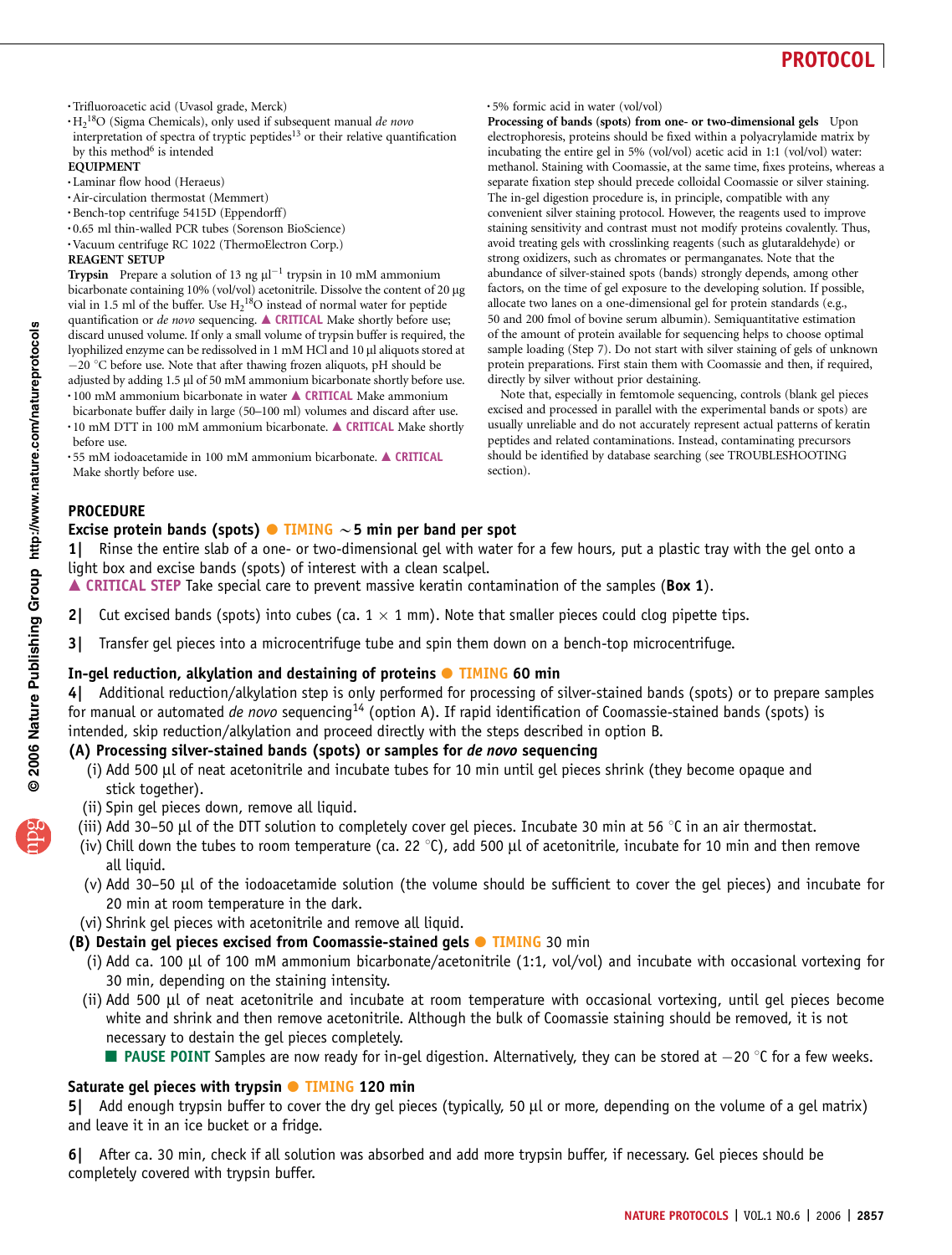- Trifluoroacetic acid (Uvasol grade, Merck)
- $H_2^{18}O$ (Sigma Chemicals), only used if subsequent manual *de novo* interpretation of spectra of tryptic peptides[13] or their relative quantification by this method[6] is intended

**EQUIPMENT**

- Laminar flow hood (Heraeus)
- Air-circulation thermostat (Memmert)
- Bench-top centrifuge 5415D (Eppendorff)
- 0.65 ml thin-walled PCR tubes (Sorenson BioScience)
- Vacuum centrifuge RC 1022 (ThermoElectron Corp.)

**REAGENT SETUP**

**Trypsin** Prepare a solution of 13 ng $\mu l^{-1}$ trypsin in 10 mM ammonium bicarbonate containing 10% (vol/vol) acetonitrile. Dissolve the content of 20 µg vial in 1.5 ml of the buffer. Use $H_2^{18}O$ instead of normal water for peptide quantification or *de novo* sequencing. ▲ CRITICAL Make shortly before use; discard unused volume. If only a small volume of trypsin buffer is required, the lyophilized enzyme can be redissolved in 1 mM HCl and 10 µl aliquots stored at −20 °C before use. Note that after thawing frozen aliquots, pH should be adjusted by adding 1.5 µl of 50 mM ammonium bicarbonate shortly before use.

- 100 mM ammonium bicarbonate in water ▲ CRITICAL Make ammonium bicarbonate buffer daily in large (50–100 ml) volumes and discard after use.
- 10 mM DTT in 100 mM ammonium bicarbonate. ▲ CRITICAL Make shortly before use.
- 55 mM iodoacetamide in 100 mM ammonium bicarbonate. ▲ CRITICAL Make shortly before use.
- 5% formic acid in water (vol/vol)

**Processing of bands (spots) from one- or two-dimensional gels** Upon electrophoresis, proteins should be fixed within a polyacrylamide matrix by incubating the entire gel in 5% (vol/vol) acetic acid in 1:1 (vol/vol) water: methanol. Staining with Coomassie, at the same time, fixes proteins, whereas a separate fixation step should precede colloidal Coomassie or silver staining. The in-gel digestion procedure is, in principle, compatible with any convenient silver staining protocol. However, the reagents used to improve staining sensitivity and contrast must not modify proteins covalently. Thus, avoid treating gels with crosslinking reagents (such as glutaraldehyde) or strong oxidizers, such as chromates or permanganates. Note that the abundance of silver-stained spots (bands) strongly depends, among other factors, on the time of gel exposure to the developing solution. If possible, allocate two lanes on a one-dimensional gel for protein standards (e.g., 50 and 200 fmol of bovine serum albumin). Semiquantitative estimation of the amount of protein available for sequencing helps to choose optimal sample loading (Step 7). Do not start with silver staining of gels of unknown protein preparations. First stain them with Coomassie and then, if required, directly by silver without prior destaining.

Note that, especially in femtomole sequencing, controls (blank gel pieces excised and processed in parallel with the experimental bands or spots) are usually unreliable and do not accurately represent actual patterns of keratin peptides and related contaminations. Instead, contaminating precursors should be identified by database searching (see TROUBLESHOOTING section).

## PROCEDURE

### Excise protein bands (spots) ● TIMING ~5 min per band per spot

**1|** Rinse the entire slab of a one- or two-dimensional gel with water for a few hours, put a plastic tray with the gel onto a light box and excise bands (spots) of interest with a clean scalpel.

▲ CRITICAL STEP Take special care to prevent massive keratin contamination of the samples (**Box 1**).

**2|** Cut excised bands (spots) into cubes (ca. 1 × 1 mm). Note that smaller pieces could clog pipette tips.

**3|** Transfer gel pieces into a microcentrifuge tube and spin them down on a bench-top microcentrifuge.

### In-gel reduction, alkylation and destaining of proteins ● TIMING 60 min

**4|** Additional reduction/alkylation step is only performed for processing of silver-stained bands (spots) or to prepare samples for manual or automated *de novo* sequencing[14] (option A). If rapid identification of Coomassie-stained bands (spots) is intended, skip reduction/alkylation and proceed directly with the steps described in option B.

**(A) Processing silver-stained bands (spots) or samples for *de novo* sequencing**

(i) Add 500 µl of neat acetonitrile and incubate tubes for 10 min until gel pieces shrink (they become opaque and stick together).

(ii) Spin gel pieces down, remove all liquid.

(iii) Add 30–50 µl of the DTT solution to completely cover gel pieces. Incubate 30 min at 56 °C in an air thermostat.

(iv) Chill down the tubes to room temperature (ca. 22 °C), add 500 µl of acetonitrile, incubate for 10 min and then remove all liquid.

(v) Add 30–50 µl of the iodoacetamide solution (the volume should be sufficient to cover the gel pieces) and incubate for 20 min at room temperature in the dark.

(vi) Shrink gel pieces with acetonitrile and remove all liquid.

**(B) Destain gel pieces excised from Coomassie-stained gels** ● TIMING 30 min

(i) Add ca. 100 µl of 100 mM ammonium bicarbonate/acetonitrile (1:1, vol/vol) and incubate with occasional vortexing for 30 min, depending on the staining intensity.

(ii) Add 500 µl of neat acetonitrile and incubate at room temperature with occasional vortexing, until gel pieces become white and shrink and then remove acetonitrile. Although the bulk of Coomassie staining should be removed, it is not necessary to destain the gel pieces completely.

■ PAUSE POINT Samples are now ready for in-gel digestion. Alternatively, they can be stored at −20 °C for a few weeks.

### Saturate gel pieces with trypsin ● TIMING 120 min

**5|** Add enough trypsin buffer to cover the dry gel pieces (typically, 50 µl or more, depending on the volume of a gel matrix) and leave it in an ice bucket or a fridge.

**6|** After ca. 30 min, check if all solution was absorbed and add more trypsin buffer, if necessary. Gel pieces should be completely covered with trypsin buffer.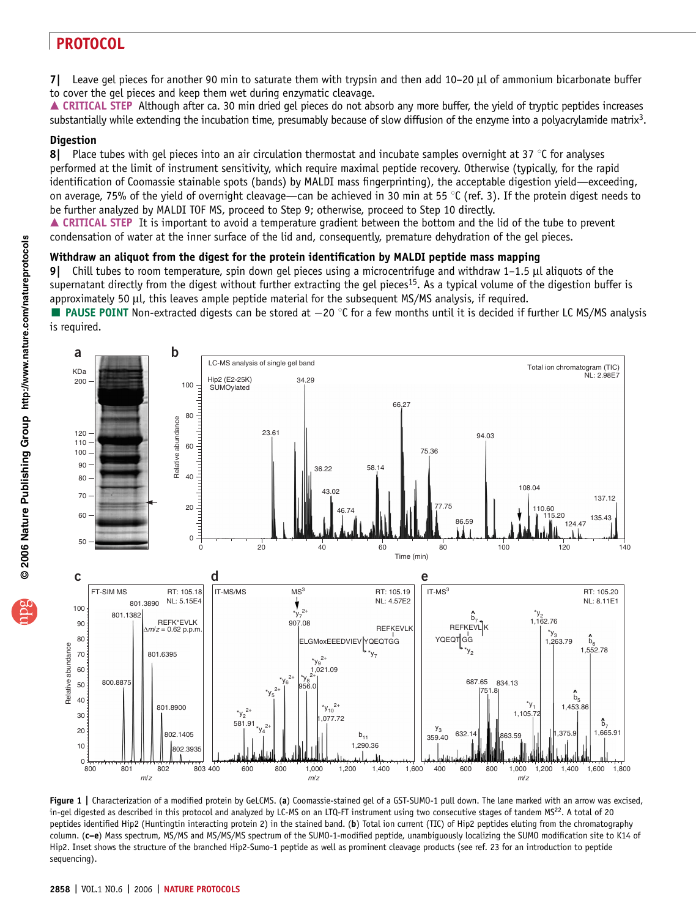7| Leave gel pieces for another 90 min to saturate them with trypsin and then add 10–20 μl of ammonium bicarbonate buffer to cover the gel pieces and keep them wet during enzymatic cleavage.

▲ **CRITICAL STEP** Although after ca. 30 min dried gel pieces do not absorb any more buffer, the yield of tryptic peptides increases substantially while extending the incubation time, presumably because of slow diffusion of the enzyme into a polyacrylamide matrix[3].

### Digestion

8| Place tubes with gel pieces into an air circulation thermostat and incubate samples overnight at 37 °C for analyses performed at the limit of instrument sensitivity, which require maximal peptide recovery. Otherwise (typically, for the rapid identification of Coomassie stainable spots (bands) by MALDI mass fingerprinting), the acceptable digestion yield—exceeding, on average, 75% of the yield of overnight cleavage—can be achieved in 30 min at 55 °C (ref. 3). If the protein digest needs to be further analyzed by MALDI TOF MS, proceed to Step 9; otherwise, proceed to Step 10 directly.

▲ **CRITICAL STEP** It is important to avoid a temperature gradient between the bottom and the lid of the tube to prevent condensation of water at the inner surface of the lid and, consequently, premature dehydration of the gel pieces.

### Withdraw an aliquot from the digest for the protein identification by MALDI peptide mass mapping

9| Chill tubes to room temperature, spin down gel pieces using a microcentrifuge and withdraw 1–1.5 μl aliquots of the supernatant directly from the digest without further extracting the gel pieces[15]. As a typical volume of the digestion buffer is approximately 50 μl, this leaves ample peptide material for the subsequent MS/MS analysis, if required.

■ **PAUSE POINT** Non-extracted digests can be stored at −20 °C for a few months until it is decided if further LC MS/MS analysis is required.

**Figure 1 |** Characterization of a modified protein by GeLCMS. (**a**) Coomassie-stained gel of a GST-SUMO-1 pull down. The lane marked with an arrow was excised, in-gel digested as described in this protocol and analyzed by LC-MS on an LTQ-FT instrument using two consecutive stages of tandem MS[22]. A total of 20 peptides identified Hip2 (Huntingtin interacting protein 2) in the stained band. (**b**) Total ion current (TIC) of Hip2 peptides eluting from the chromatography column. (**c–e**) Mass spectrum, MS/MS and MS/MS/MS spectrum of the SUMO-1-modified peptide, unambiguously localizing the SUMO modification site to K14 of Hip2. Inset shows the structure of the branched Hip2-Sumo-1 peptide as well as prominent cleavage products (see ref. 23 for an introduction to peptide sequencing).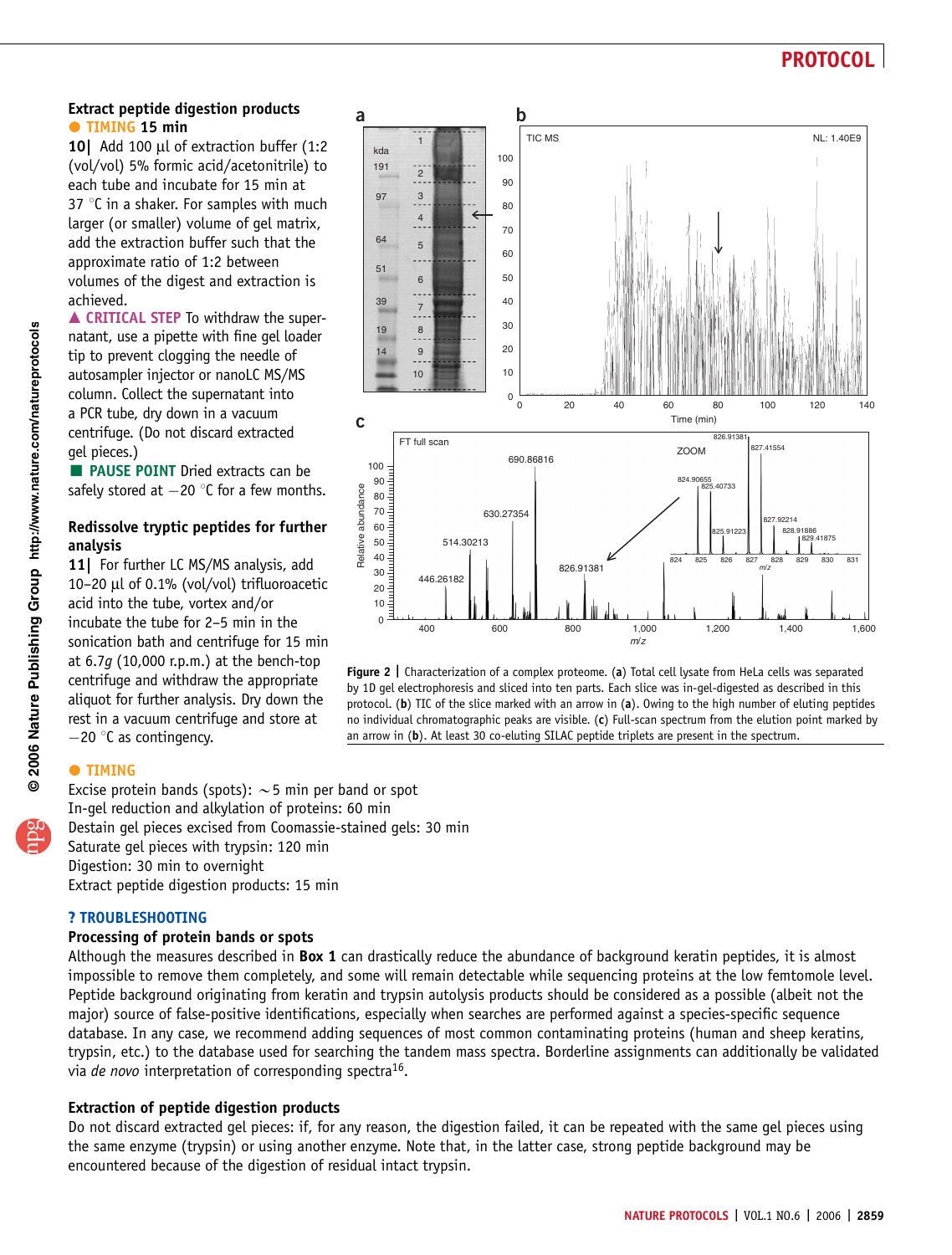### Extract peptide digestion products

● TIMING 15 min

**10|** Add 100 μl of extraction buffer (1:2 (vol/vol) 5% formic acid/acetonitrile) to each tube and incubate for 15 min at 37 °C in a shaker. For samples with much larger (or smaller) volume of gel matrix, add the extraction buffer such that the approximate ratio of 1:2 between volumes of the digest and extraction is achieved.

▲ CRITICAL STEP To withdraw the supernatant, use a pipette with fine gel loader tip to prevent clogging the needle of autosampler injector or nanoLC MS/MS column. Collect the supernatant into a PCR tube, dry down in a vacuum centrifuge. (Do not discard extracted gel pieces.)

■ PAUSE POINT Dried extracts can be safely stored at −20 °C for a few months.

### Redissolve tryptic peptides for further analysis

**11|** For further LC MS/MS analysis, add 10–20 μl of 0.1% (vol/vol) trifluoroacetic acid into the tube, vortex and/or incubate the tube for 2–5 min in the sonication bath and centrifuge for 15 min at 6.7*g* (10,000 r.p.m.) at the bench-top centrifuge and withdraw the appropriate aliquot for further analysis. Dry down the rest in a vacuum centrifuge and store at −20 °C as contingency.

**Figure 2 |** Characterization of a complex proteome. (**a**) Total cell lysate from HeLa cells was separated by 1D gel electrophoresis and sliced into ten parts. Each slice was in-gel-digested as described in this protocol. (**b**) TIC of the slice marked with an arrow in (**a**). Owing to the high number of eluting peptides no individual chromatographic peaks are visible. (**c**) Full-scan spectrum from the elution point marked by an arrow in (**b**). At least 30 co-eluting SILAC peptide triplets are present in the spectrum.

● TIMING

Excise protein bands (spots): ~5 min per band or spot
In-gel reduction and alkylation of proteins: 60 min
Destain gel pieces excised from Coomassie-stained gels: 30 min
Saturate gel pieces with trypsin: 120 min
Digestion: 30 min to overnight
Extract peptide digestion products: 15 min

## ? TROUBLESHOOTING

### Processing of protein bands or spots

Although the measures described in **Box 1** can drastically reduce the abundance of background keratin peptides, it is almost impossible to remove them completely, and some will remain detectable while sequencing proteins at the low femtomole level. Peptide background originating from keratin and trypsin autolysis products should be considered as a possible (albeit not the major) source of false-positive identifications, especially when searches are performed against a species-specific sequence database. In any case, we recommend adding sequences of most common contaminating proteins (human and sheep keratins, trypsin, etc.) to the database used for searching the tandem mass spectra. Borderline assignments can additionally be validated via *de novo* interpretation of corresponding spectra[16].

### Extraction of peptide digestion products

Do not discard extracted gel pieces: if, for any reason, the digestion failed, it can be repeated with the same gel pieces using the same enzyme (trypsin) or using another enzyme. Note that, in the latter case, strong peptide background may be encountered because of the digestion of residual intact trypsin.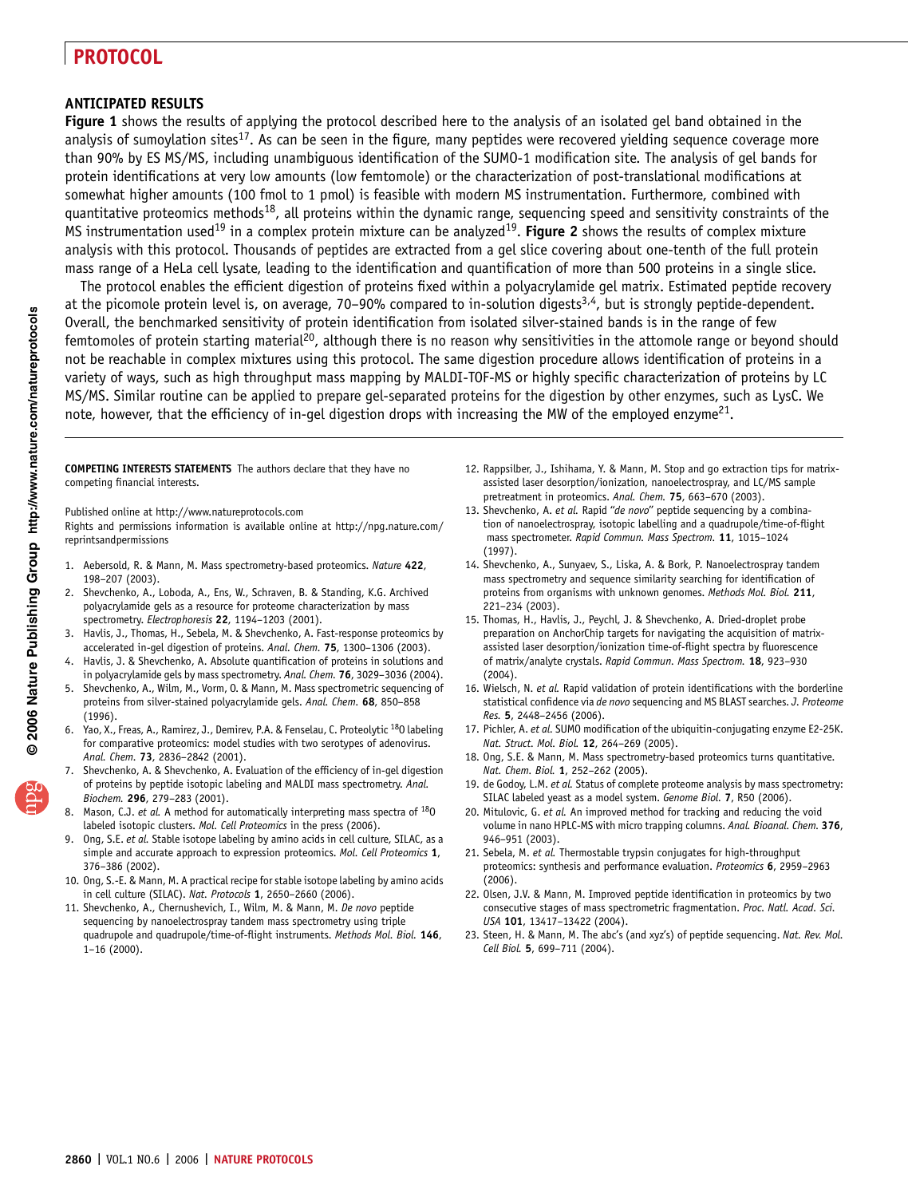## ANTICIPATED RESULTS

**Figure 1** shows the results of applying the protocol described here to the analysis of an isolated gel band obtained in the analysis of sumoylation sites[17]. As can be seen in the figure, many peptides were recovered yielding sequence coverage more than 90% by ES MS/MS, including unambiguous identification of the SUMO-1 modification site. The analysis of gel bands for protein identifications at very low amounts (low femtomole) or the characterization of post-translational modifications at somewhat higher amounts (100 fmol to 1 pmol) is feasible with modern MS instrumentation. Furthermore, combined with quantitative proteomics methods[18], all proteins within the dynamic range, sequencing speed and sensitivity constraints of the MS instrumentation used[19] in a complex protein mixture can be analyzed[19]. **Figure 2** shows the results of complex mixture analysis with this protocol. Thousands of peptides are extracted from a gel slice covering about one-tenth of the full protein mass range of a HeLa cell lysate, leading to the identification and quantification of more than 500 proteins in a single slice.

The protocol enables the efficient digestion of proteins fixed within a polyacrylamide gel matrix. Estimated peptide recovery at the picomole protein level is, on average, 70–90% compared to in-solution digests[3,4], but is strongly peptide-dependent. Overall, the benchmarked sensitivity of protein identification from isolated silver-stained bands is in the range of few femtomoles of protein starting material[20], although there is no reason why sensitivities in the attomole range or beyond should not be reachable in complex mixtures using this protocol. The same digestion procedure allows identification of proteins in a variety of ways, such as high throughput mass mapping by MALDI-TOF-MS or highly specific characterization of proteins by LC MS/MS. Similar routine can be applied to prepare gel-separated proteins for the digestion by other enzymes, such as LysC. We note, however, that the efficiency of in-gel digestion drops with increasing the MW of the employed enzyme[21].

**COMPETING INTERESTS STATEMENTS** The authors declare that they have no competing financial interests.

Published online at http://www.natureprotocols.com
Rights and permissions information is available online at http://npg.nature.com/reprintsandpermissions

1. Aebersold, R. & Mann, M. Mass spectrometry-based proteomics. *Nature* **422**, 198–207 (2003).
2. Shevchenko, A., Loboda, A., Ens, W., Schraven, B. & Standing, K.G. Archived polyacrylamide gels as a resource for proteome characterization by mass spectrometry. *Electrophoresis* **22**, 1194–1203 (2001).
3. Havlis, J., Thomas, H., Sebela, M. & Shevchenko, A. Fast-response proteomics by accelerated in-gel digestion of proteins. *Anal. Chem.* **75**, 1300–1306 (2003).
4. Havlis, J. & Shevchenko, A. Absolute quantification of proteins in solutions and in polyacrylamide gels by mass spectrometry. *Anal. Chem.* **76**, 3029–3036 (2004).
5. Shevchenko, A., Wilm, M., Vorm, O. & Mann, M. Mass spectrometric sequencing of proteins from silver-stained polyacrylamide gels. *Anal. Chem.* **68**, 850–858 (1996).
6. Yao, X., Freas, A., Ramirez, J., Demirev, P.A. & Fenselau, C. Proteolytic $^{18}O$ labeling for comparative proteomics: model studies with two serotypes of adenovirus. *Anal. Chem.* **73**, 2836–2842 (2001).
7. Shevchenko, A. & Shevchenko, A. Evaluation of the efficiency of in-gel digestion of proteins by peptide isotopic labeling and MALDI mass spectrometry. *Anal. Biochem.* **296**, 279–283 (2001).
8. Mason, C.J. *et al.* A method for automatically interpreting mass spectra of $^{18}O$ labeled isotopic clusters. *Mol. Cell Proteomics* in the press (2006).
9. Ong, S.E. *et al.* Stable isotope labeling by amino acids in cell culture, SILAC, as a simple and accurate approach to expression proteomics. *Mol. Cell Proteomics* **1**, 376–386 (2002).
10. Ong, S.-E. & Mann, M. A practical recipe for stable isotope labeling by amino acids in cell culture (SILAC). *Nat. Protocols* **1**, 2650–2660 (2006).
11. Shevchenko, A., Chernushevich, I., Wilm, M. & Mann, M. *De novo* peptide sequencing by nanoelectrospray tandem mass spectrometry using triple quadrupole and quadrupole/time-of-flight instruments. *Methods Mol. Biol.* **146**, 1–16 (2000).
12. Rappsilber, J., Ishihama, Y. & Mann, M. Stop and go extraction tips for matrix-assisted laser desorption/ionization, nanoelectrospray, and LC/MS sample pretreatment in proteomics. *Anal. Chem.* **75**, 663–670 (2003).
13. Shevchenko, A. *et al.* Rapid "*de novo*" peptide sequencing by a combination of nanoelectrospray, isotopic labelling and a quadrupole/time-of-flight mass spectrometer. *Rapid Commun. Mass Spectrom.* **11**, 1015–1024 (1997).
14. Shevchenko, A., Sunyaev, S., Liska, A. & Bork, P. Nanoelectrospray tandem mass spectrometry and sequence similarity searching for identification of proteins from organisms with unknown genomes. *Methods Mol. Biol.* **211**, 221–234 (2003).
15. Thomas, H., Havlis, J., Peychl, J. & Shevchenko, A. Dried-droplet probe preparation on AnchorChip targets for navigating the acquisition of matrix-assisted laser desorption/ionization time-of-flight spectra by fluorescence of matrix/analyte crystals. *Rapid Commun. Mass Spectrom.* **18**, 923–930 (2004).
16. Wielsch, N. *et al.* Rapid validation of protein identifications with the borderline statistical confidence via *de novo* sequencing and MS BLAST searches. *J. Proteome Res.* **5**, 2448–2456 (2006).
17. Pichler, A. *et al.* SUMO modification of the ubiquitin-conjugating enzyme E2-25K. *Nat. Struct. Mol. Biol.* **12**, 264–269 (2005).
18. Ong, S.E. & Mann, M. Mass spectrometry-based proteomics turns quantitative. *Nat. Chem. Biol.* **1**, 252–262 (2005).
19. de Godoy, L.M. *et al.* Status of complete proteome analysis by mass spectrometry: SILAC labeled yeast as a model system. *Genome Biol.* **7**, R50 (2006).
20. Mitulovic, G. *et al.* An improved method for tracking and reducing the void volume in nano HPLC-MS with micro trapping columns. *Anal. Bioanal. Chem.* **376**, 946–951 (2003).
21. Sebela, M. *et al.* Thermostable trypsin conjugates for high-throughput proteomics: synthesis and performance evaluation. *Proteomics* **6**, 2959–2963 (2006).
22. Olsen, J.V. & Mann, M. Improved peptide identification in proteomics by two consecutive stages of mass spectrometric fragmentation. *Proc. Natl. Acad. Sci. USA* **101**, 13417–13422 (2004).
23. Steen, H. & Mann, M. The abc's (and xyz's) of peptide sequencing. *Nat. Rev. Mol. Cell Biol.* **5**, 699–711 (2004).